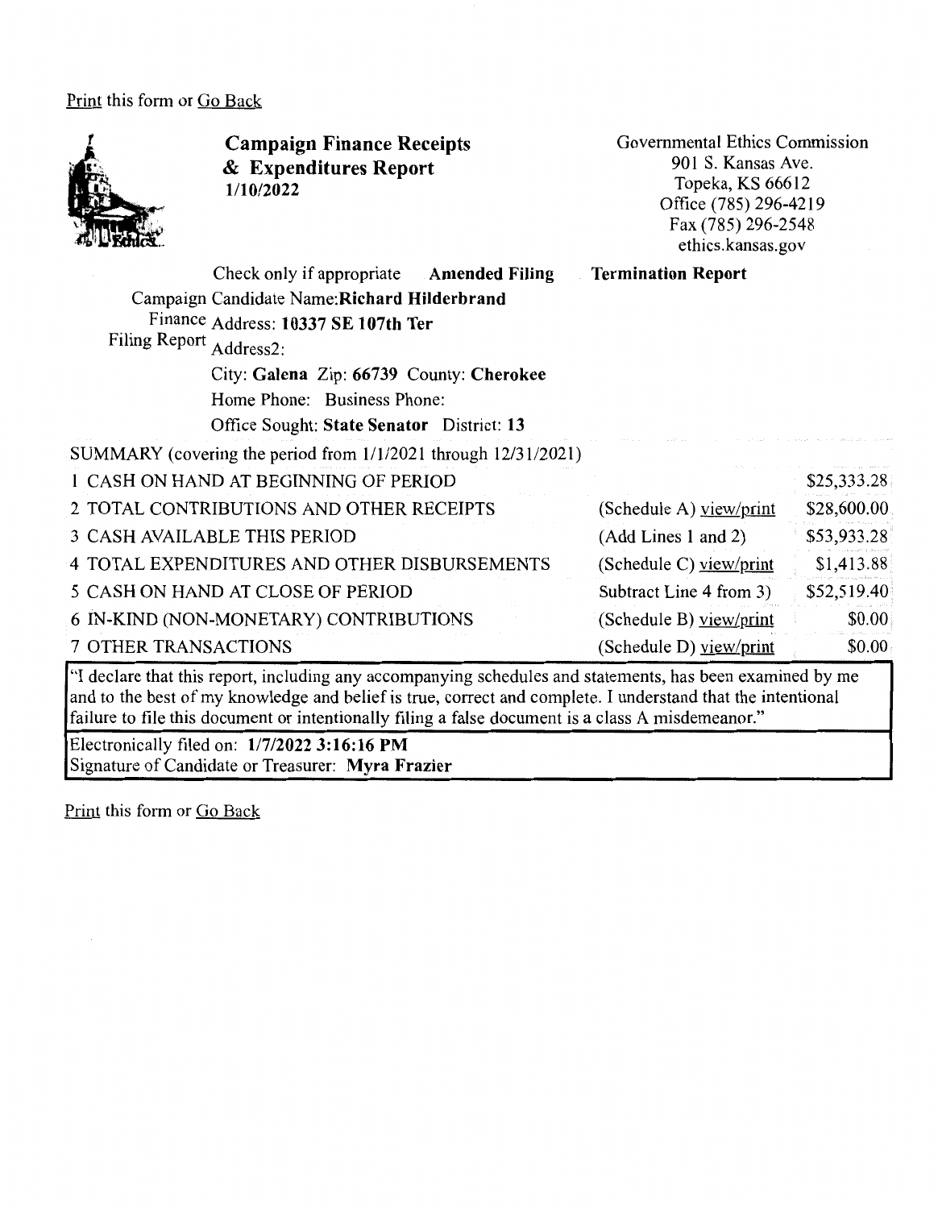Print this form or Go Back

# Campaign Finance Receipts & Expenditures Report
**1/10/2022**

Governmental Ethics Commission
901 S. Kansas Ave.
Topeka, KS 66612
Office (785) 296-4219
Fax (785) 296-2548
ethics.kansas.gov

Check only if appropriate **Amended Filing** **Termination Report**

Campaign Finance Filing Report

Candidate Name: **Richard Hilderbrand**
Address: **10337 SE 107th Ter**
Address2:
City: **Galena** Zip: **66739** County: **Cherokee**
Home Phone: Business Phone:
Office Sought: **State Senator** District: **13**

SUMMARY (covering the period from 1/1/2021 through 12/31/2021)

| | | |
|---|---|---|
| 1 CASH ON HAND AT BEGINNING OF PERIOD | | $25,333.28 |
| 2 TOTAL CONTRIBUTIONS AND OTHER RECEIPTS | (Schedule A) view/print | $28,600.00 |
| 3 CASH AVAILABLE THIS PERIOD | (Add Lines 1 and 2) | $53,933.28 |
| 4 TOTAL EXPENDITURES AND OTHER DISBURSEMENTS | (Schedule C) view/print | $1,413.88 |
| 5 CASH ON HAND AT CLOSE OF PERIOD | Subtract Line 4 from 3) | $52,519.40 |
| 6 IN-KIND (NON-MONETARY) CONTRIBUTIONS | (Schedule B) view/print | $0.00 |
| 7 OTHER TRANSACTIONS | (Schedule D) view/print | $0.00 |

"I declare that this report, including any accompanying schedules and statements, has been examined by me and to the best of my knowledge and belief is true, correct and complete. I understand that the intentional failure to file this document or intentionally filing a false document is a class A misdemeanor."

Electronically filed on: **1/7/2022 3:16:16 PM**
Signature of Candidate or Treasurer: **Myra Frazier**

Print this form or Go Back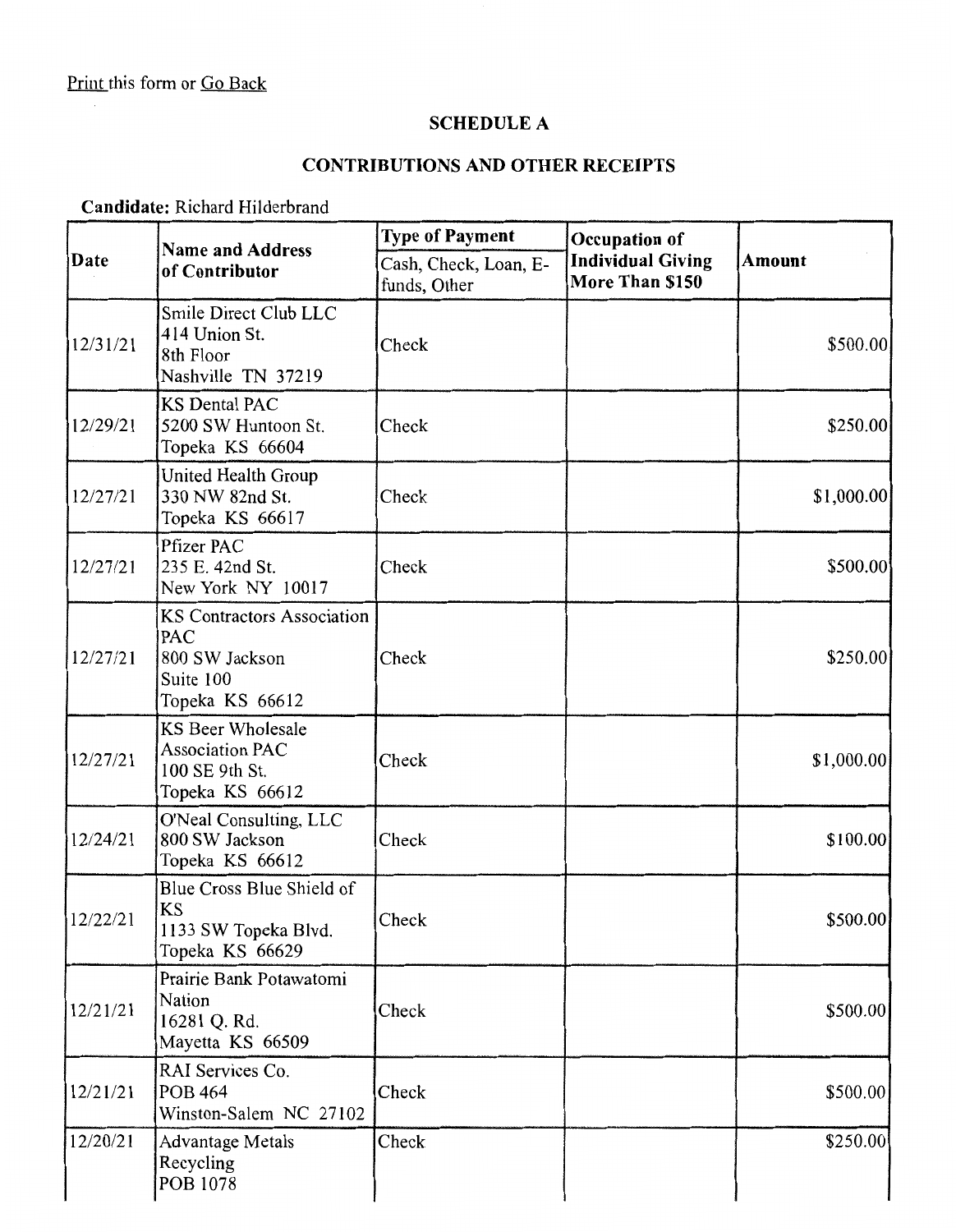Print this form or Go Back

## SCHEDULE A

## CONTRIBUTIONS AND OTHER RECEIPTS

**Candidate:** Richard Hilderbrand

| Date | Name and Address of Contributor | Type of Payment | Occupation of Individual Giving More Than $150 | Amount |
|---|---|---|---|---|
| | | Cash, Check, Loan, E-funds, Other | | |
| 12/31/21 | Smile Direct Club LLC<br>414 Union St.<br>8th Floor<br>Nashville TN 37219 | Check | | $500.00 |
| 12/29/21 | KS Dental PAC<br>5200 SW Huntoon St.<br>Topeka KS 66604 | Check | | $250.00 |
| 12/27/21 | United Health Group<br>330 NW 82nd St.<br>Topeka KS 66617 | Check | | $1,000.00 |
| 12/27/21 | Pfizer PAC<br>235 E. 42nd St.<br>New York NY 10017 | Check | | $500.00 |
| 12/27/21 | KS Contractors Association PAC<br>800 SW Jackson<br>Suite 100<br>Topeka KS 66612 | Check | | $250.00 |
| 12/27/21 | KS Beer Wholesale Association PAC<br>100 SE 9th St.<br>Topeka KS 66612 | Check | | $1,000.00 |
| 12/24/21 | O'Neal Consulting, LLC<br>800 SW Jackson<br>Topeka KS 66612 | Check | | $100.00 |
| 12/22/21 | Blue Cross Blue Shield of KS<br>1133 SW Topeka Blvd.<br>Topeka KS 66629 | Check | | $500.00 |
| 12/21/21 | Prairie Bank Potawatomi Nation<br>16281 Q. Rd.<br>Mayetta KS 66509 | Check | | $500.00 |
| 12/21/21 | RAI Services Co.<br>POB 464<br>Winston-Salem NC 27102 | Check | | $500.00 |
| 12/20/21 | Advantage Metals Recycling<br>POB 1078 | Check | | $250.00 |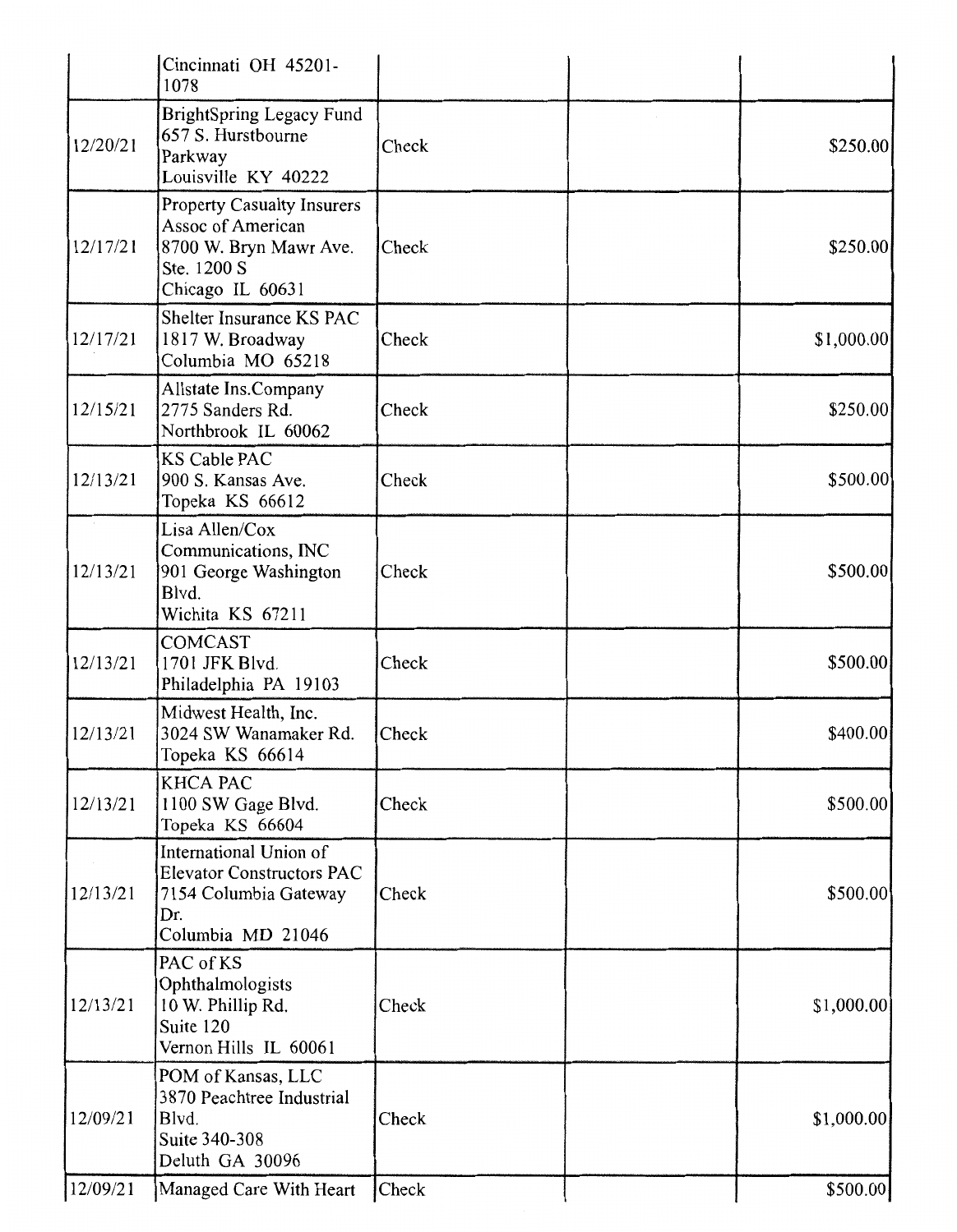| | | | | |
|---|---|---|---|---|
| | Cincinnati OH 45201-1078 | | | |
| 12/20/21 | BrightSpring Legacy Fund<br>657 S. Hurstbourne Parkway<br>Louisville KY 40222 | Check | | $250.00 |
| 12/17/21 | Property Casualty Insurers Assoc of American<br>8700 W. Bryn Mawr Ave. Ste. 1200 S<br>Chicago IL 60631 | Check | | $250.00 |
| 12/17/21 | Shelter Insurance KS PAC<br>1817 W. Broadway<br>Columbia MO 65218 | Check | | $1,000.00 |
| 12/15/21 | Allstate Ins.Company<br>2775 Sanders Rd.<br>Northbrook IL 60062 | Check | | $250.00 |
| 12/13/21 | KS Cable PAC<br>900 S. Kansas Ave.<br>Topeka KS 66612 | Check | | $500.00 |
| 12/13/21 | Lisa Allen/Cox Communications, INC<br>901 George Washington Blvd.<br>Wichita KS 67211 | Check | | $500.00 |
| 12/13/21 | COMCAST<br>1701 JFK Blvd.<br>Philadelphia PA 19103 | Check | | $500.00 |
| 12/13/21 | Midwest Health, Inc.<br>3024 SW Wanamaker Rd.<br>Topeka KS 66614 | Check | | $400.00 |
| 12/13/21 | KHCA PAC<br>1100 SW Gage Blvd.<br>Topeka KS 66604 | Check | | $500.00 |
| 12/13/21 | International Union of Elevator Constructors PAC<br>7154 Columbia Gateway Dr.<br>Columbia MD 21046 | Check | | $500.00 |
| 12/13/21 | PAC of KS Ophthalmologists<br>10 W. Phillip Rd.<br>Suite 120<br>Vernon Hills IL 60061 | Check | | $1,000.00 |
| 12/09/21 | POM of Kansas, LLC<br>3870 Peachtree Industrial Blvd.<br>Suite 340-308<br>Deluth GA 30096 | Check | | $1,000.00 |
| 12/09/21 | Managed Care With Heart | Check | | $500.00 |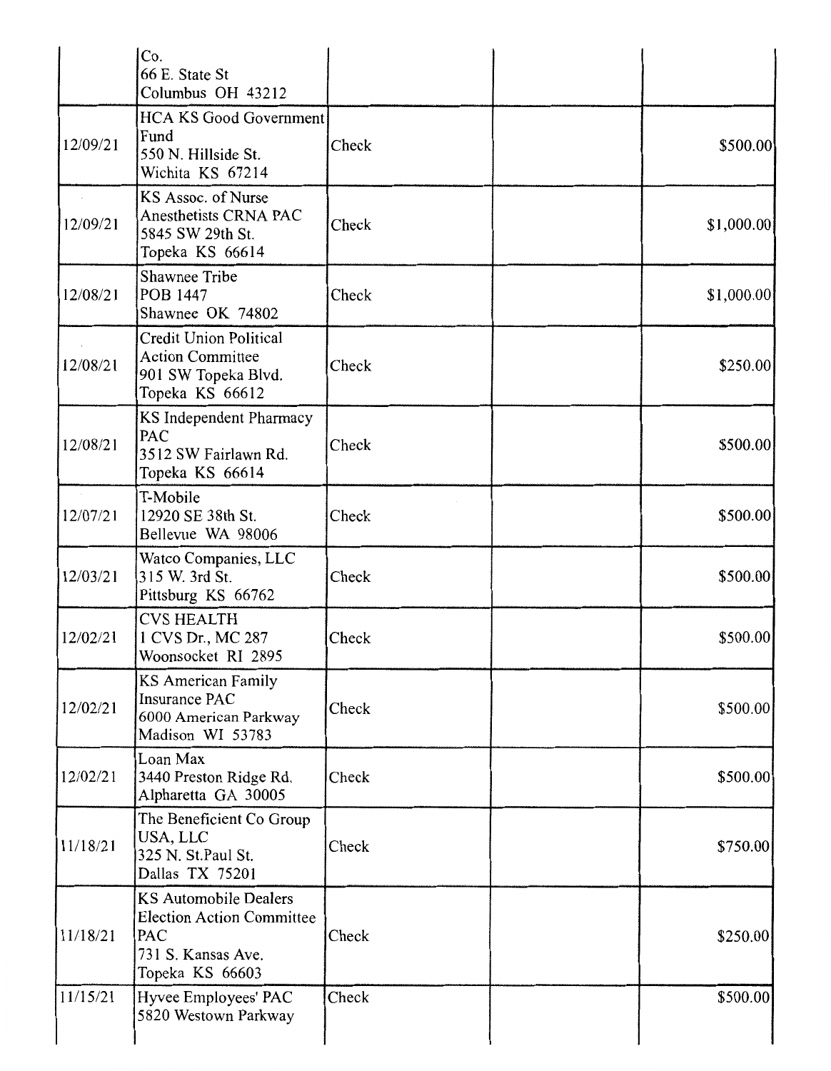|  |  |  |  |  |
|---|---|---|---|---|
|  | Co.<br>66 E. State St<br>Columbus OH 43212 |  |  |  |
| 12/09/21 | HCA KS Good Government Fund<br>550 N. Hillside St.<br>Wichita KS 67214 | Check |  | $500.00 |
| 12/09/21 | KS Assoc. of Nurse Anesthetists CRNA PAC<br>5845 SW 29th St.<br>Topeka KS 66614 | Check |  | $1,000.00 |
| 12/08/21 | Shawnee Tribe<br>POB 1447<br>Shawnee OK 74802 | Check |  | $1,000.00 |
| 12/08/21 | Credit Union Political Action Committee<br>901 SW Topeka Blvd.<br>Topeka KS 66612 | Check |  | $250.00 |
| 12/08/21 | KS Independent Pharmacy PAC<br>3512 SW Fairlawn Rd.<br>Topeka KS 66614 | Check |  | $500.00 |
| 12/07/21 | T-Mobile<br>12920 SE 38th St.<br>Bellevue WA 98006 | Check |  | $500.00 |
| 12/03/21 | Watco Companies, LLC<br>315 W. 3rd St.<br>Pittsburg KS 66762 | Check |  | $500.00 |
| 12/02/21 | CVS HEALTH<br>1 CVS Dr., MC 287<br>Woonsocket RI 2895 | Check |  | $500.00 |
| 12/02/21 | KS American Family Insurance PAC<br>6000 American Parkway<br>Madison WI 53783 | Check |  | $500.00 |
| 12/02/21 | Loan Max<br>3440 Preston Ridge Rd.<br>Alpharetta GA 30005 | Check |  | $500.00 |
| 11/18/21 | The Beneficient Co Group USA, LLC<br>325 N. St.Paul St.<br>Dallas TX 75201 | Check |  | $750.00 |
| 11/18/21 | KS Automobile Dealers Election Action Committee PAC<br>731 S. Kansas Ave.<br>Topeka KS 66603 | Check |  | $250.00 |
| 11/15/21 | Hyvee Employees' PAC<br>5820 Westown Parkway | Check |  | $500.00 |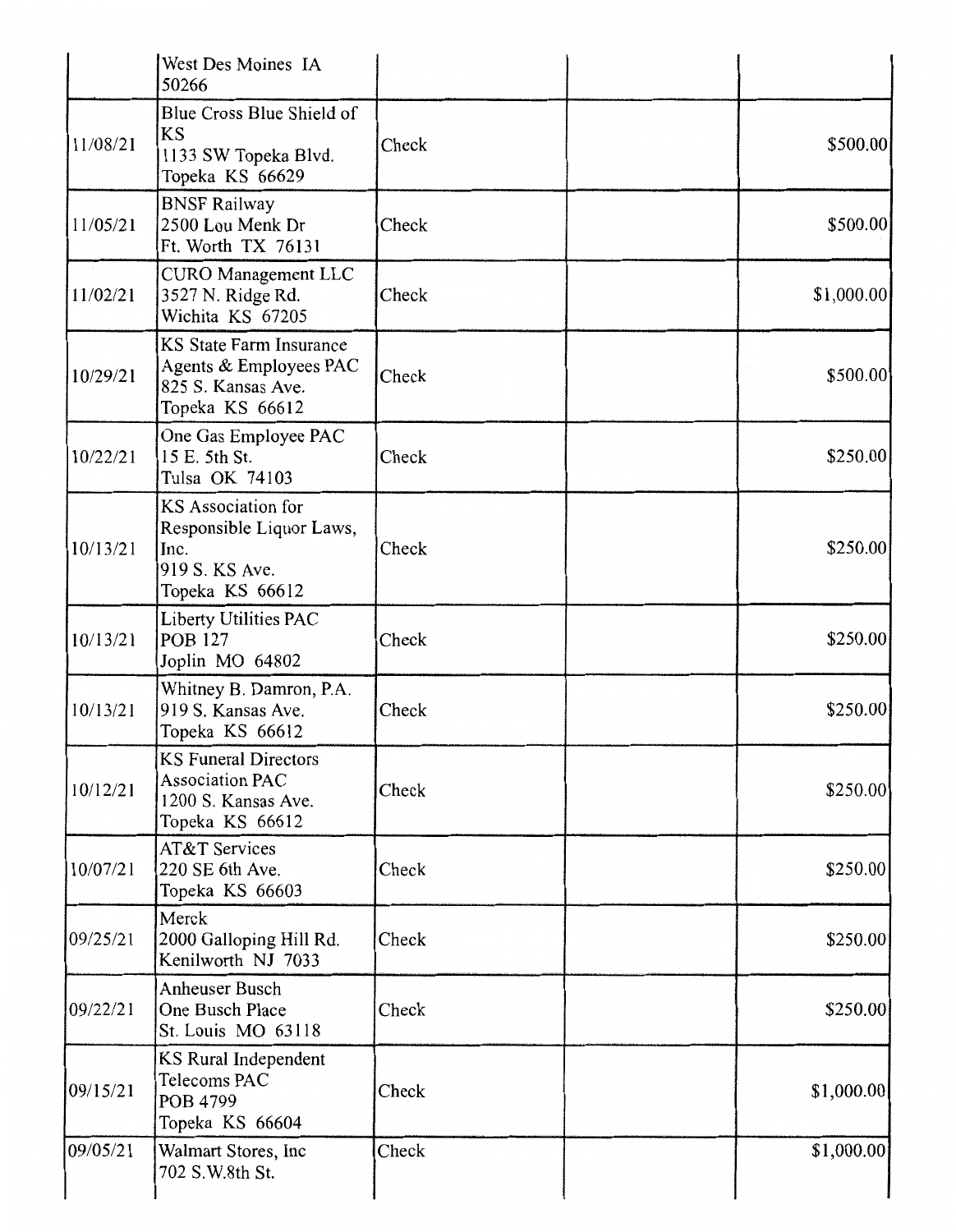| | | | | |
|---|---|---|---|---|
| | West Des Moines IA 50266 | | | |
| 11/08/21 | Blue Cross Blue Shield of KS<br>1133 SW Topeka Blvd.<br>Topeka KS 66629 | Check | | $500.00 |
| 11/05/21 | BNSF Railway<br>2500 Lou Menk Dr<br>Ft. Worth TX 76131 | Check | | $500.00 |
| 11/02/21 | CURO Management LLC<br>3527 N. Ridge Rd.<br>Wichita KS 67205 | Check | | $1,000.00 |
| 10/29/21 | KS State Farm Insurance Agents & Employees PAC<br>825 S. Kansas Ave.<br>Topeka KS 66612 | Check | | $500.00 |
| 10/22/21 | One Gas Employee PAC<br>15 E. 5th St.<br>Tulsa OK 74103 | Check | | $250.00 |
| 10/13/21 | KS Association for Responsible Liquor Laws, Inc.<br>919 S. KS Ave.<br>Topeka KS 66612 | Check | | $250.00 |
| 10/13/21 | Liberty Utilities PAC<br>POB 127<br>Joplin MO 64802 | Check | | $250.00 |
| 10/13/21 | Whitney B. Damron, P.A.<br>919 S. Kansas Ave.<br>Topeka KS 66612 | Check | | $250.00 |
| 10/12/21 | KS Funeral Directors Association PAC<br>1200 S. Kansas Ave.<br>Topeka KS 66612 | Check | | $250.00 |
| 10/07/21 | AT&T Services<br>220 SE 6th Ave.<br>Topeka KS 66603 | Check | | $250.00 |
| 09/25/21 | Merck<br>2000 Galloping Hill Rd.<br>Kenilworth NJ 7033 | Check | | $250.00 |
| 09/22/21 | Anheuser Busch<br>One Busch Place<br>St. Louis MO 63118 | Check | | $250.00 |
| 09/15/21 | KS Rural Independent Telecoms PAC<br>POB 4799<br>Topeka KS 66604 | Check | | $1,000.00 |
| 09/05/21 | Walmart Stores, Inc<br>702 S.W.8th St. | Check | | $1,000.00 |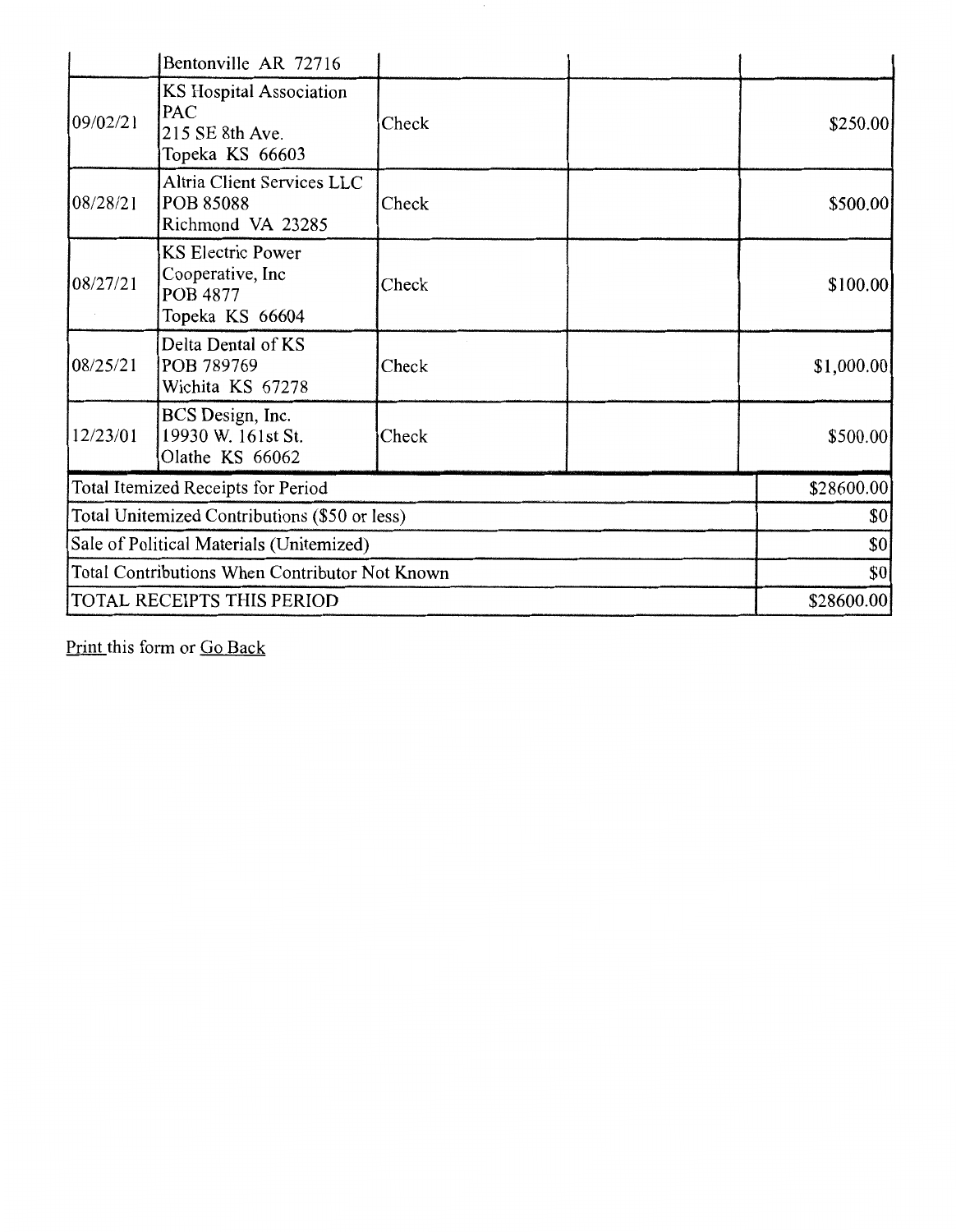|  | Bentonville AR 72716 |  |  |  |
|---|---|---|---|---|
| 09/02/21 | KS Hospital Association PAC<br>215 SE 8th Ave.<br>Topeka KS 66603 | Check |  | $250.00 |
| 08/28/21 | Altria Client Services LLC<br>POB 85088<br>Richmond VA 23285 | Check |  | $500.00 |
| 08/27/21 | KS Electric Power Cooperative, Inc<br>POB 4877<br>Topeka KS 66604 | Check |  | $100.00 |
| 08/25/21 | Delta Dental of KS<br>POB 789769<br>Wichita KS 67278 | Check |  | $1,000.00 |
| 12/23/01 | BCS Design, Inc.<br>19930 W. 161st St.<br>Olathe KS 66062 | Check |  | $500.00 |
| Total Itemized Receipts for Period |  |  |  | $28600.00 |
| Total Unitemized Contributions ($50 or less) |  |  |  | $0 |
| Sale of Political Materials (Unitemized) |  |  |  | $0 |
| Total Contributions When Contributor Not Known |  |  |  | $0 |
| TOTAL RECEIPTS THIS PERIOD |  |  |  | $28600.00 |

Print this form or Go Back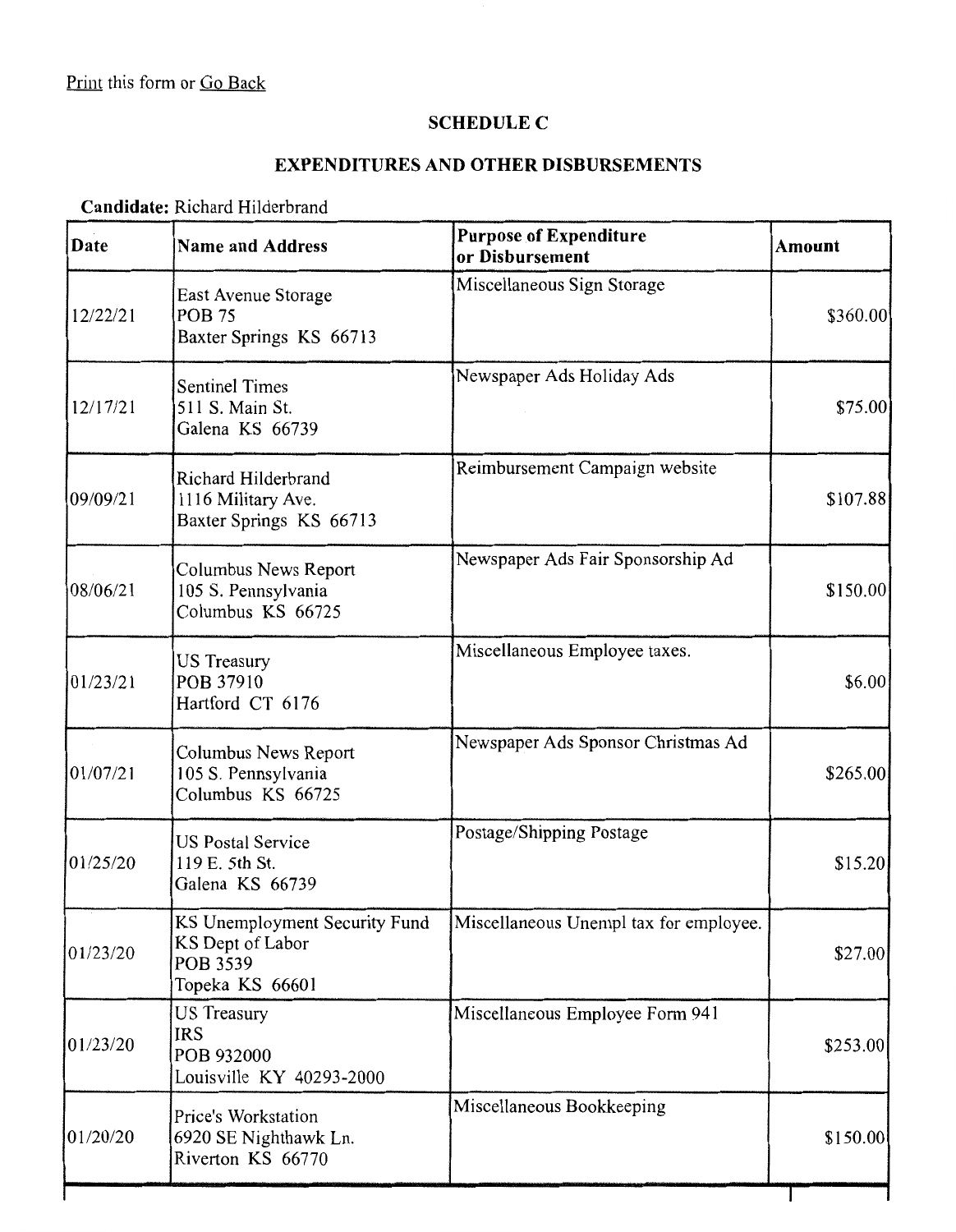Print this form or Go Back

## SCHEDULE C

## EXPENDITURES AND OTHER DISBURSEMENTS

**Candidate:** Richard Hilderbrand

| Date | Name and Address | Purpose of Expenditure or Disbursement | Amount |
|---|---|---|---|
| 12/22/21 | East Avenue Storage<br>POB 75<br>Baxter Springs KS 66713 | Miscellaneous Sign Storage | $360.00 |
| 12/17/21 | Sentinel Times<br>511 S. Main St.<br>Galena KS 66739 | Newspaper Ads Holiday Ads | $75.00 |
| 09/09/21 | Richard Hilderbrand<br>1116 Military Ave.<br>Baxter Springs KS 66713 | Reimbursement Campaign website | $107.88 |
| 08/06/21 | Columbus News Report<br>105 S. Pennsylvania<br>Columbus KS 66725 | Newspaper Ads Fair Sponsorship Ad | $150.00 |
| 01/23/21 | US Treasury<br>POB 37910<br>Hartford CT 6176 | Miscellaneous Employee taxes. | $6.00 |
| 01/07/21 | Columbus News Report<br>105 S. Pennsylvania<br>Columbus KS 66725 | Newspaper Ads Sponsor Christmas Ad | $265.00 |
| 01/25/20 | US Postal Service<br>119 E. 5th St.<br>Galena KS 66739 | Postage/Shipping Postage | $15.20 |
| 01/23/20 | KS Unemployment Security Fund<br>KS Dept of Labor<br>POB 3539<br>Topeka KS 66601 | Miscellaneous Unempl tax for employee. | $27.00 |
| 01/23/20 | US Treasury<br>IRS<br>POB 932000<br>Louisville KY 40293-2000 | Miscellaneous Employee Form 941 | $253.00 |
| 01/20/20 | Price's Workstation<br>6920 SE Nighthawk Ln.<br>Riverton KS 66770 | Miscellaneous Bookkeeping | $150.00 |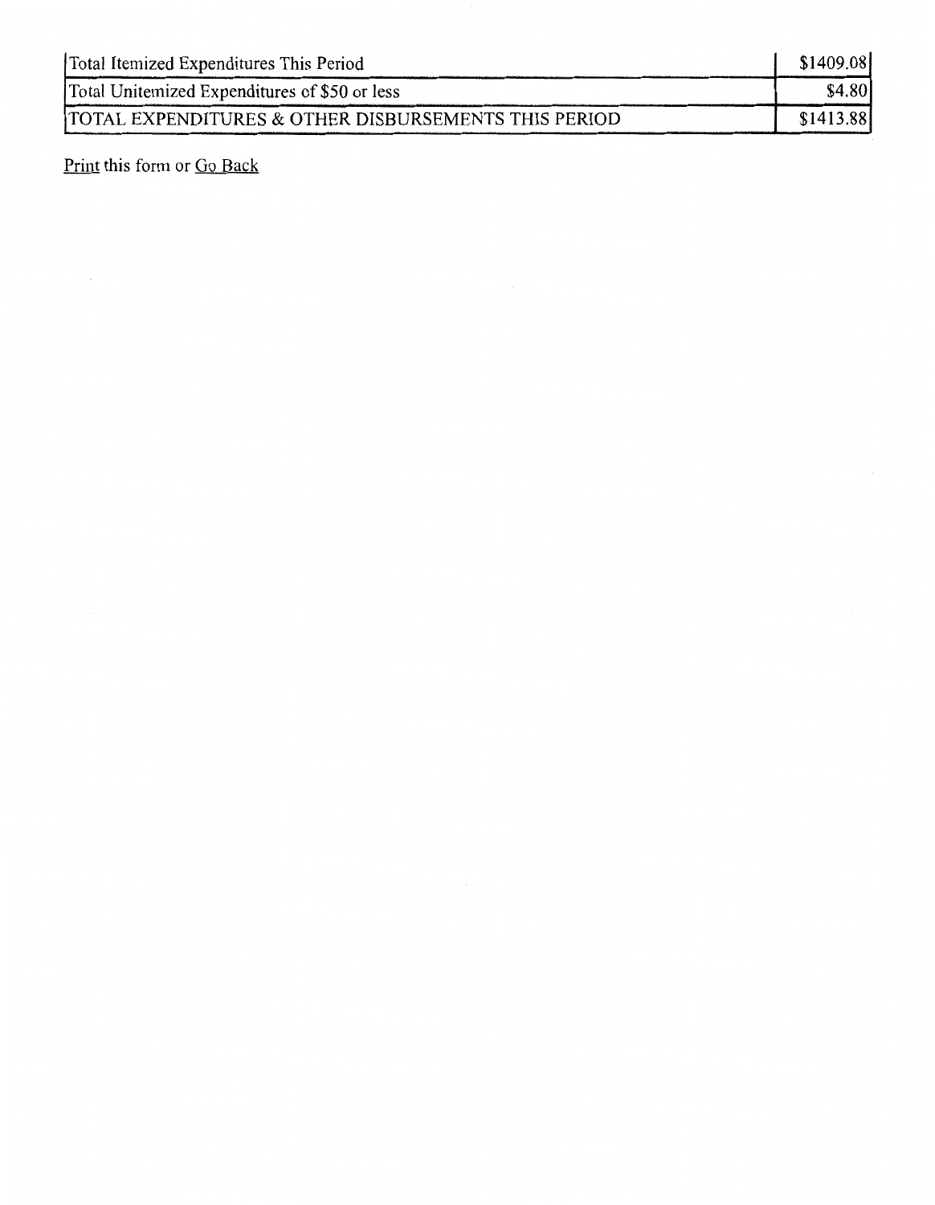| | |
|---|---|
| Total Itemized Expenditures This Period | $1409.08 |
| Total Unitemized Expenditures of $50 or less | $4.80 |
| TOTAL EXPENDITURES & OTHER DISBURSEMENTS THIS PERIOD | $1413.88 |

Print this form or Go Back